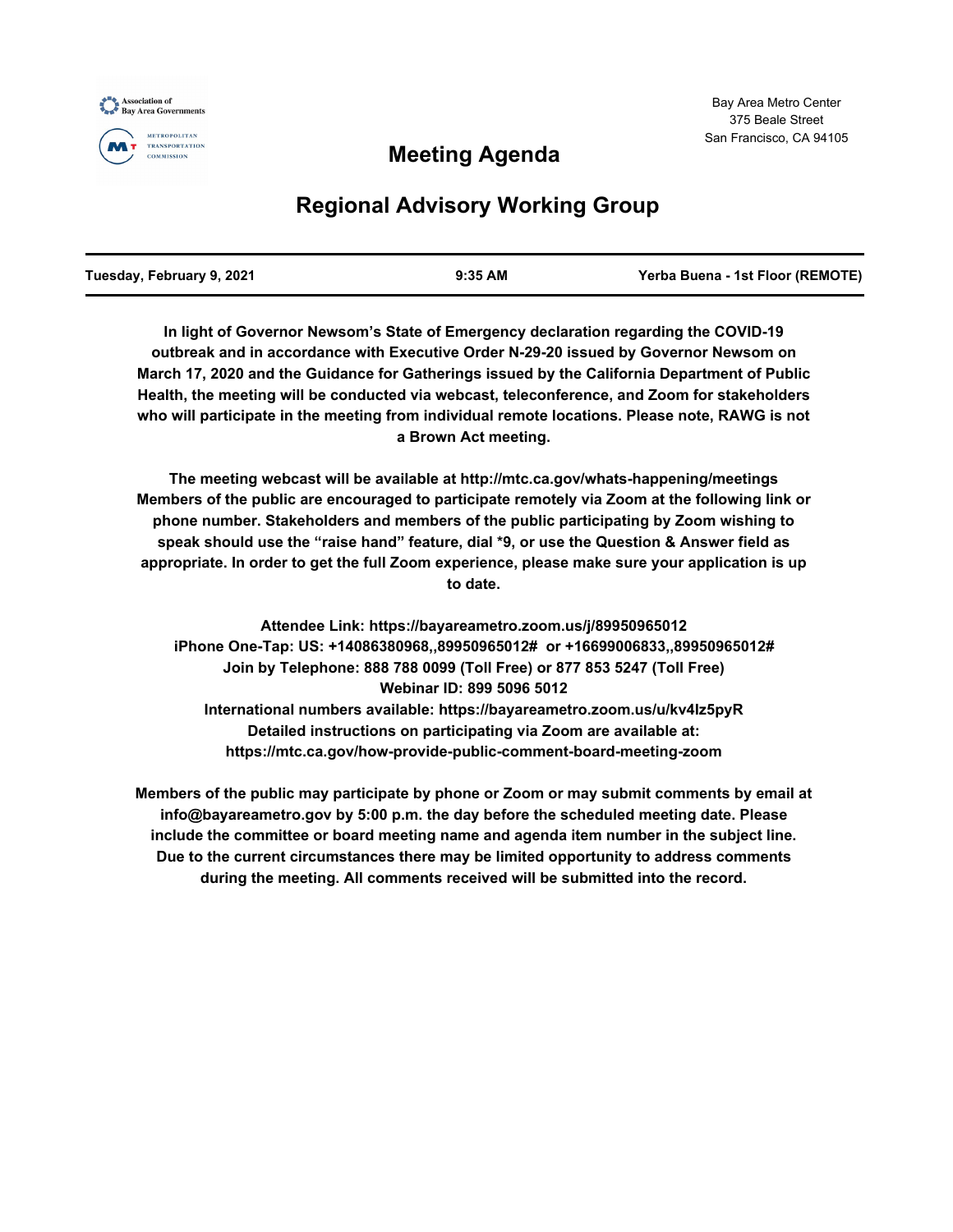Association of Bay Area Governments

METROPOLITAN TRANSPORTATION COMMISSION

Bay Area Metro Center
375 Beale Street
San Francisco, CA 94105

# Meeting Agenda

## Regional Advisory Working Group

| Tuesday, February 9, 2021 | 9:35 AM | Yerba Buena - 1st Floor (REMOTE) |
|---|---|---|

**In light of Governor Newsom's State of Emergency declaration regarding the COVID-19 outbreak and in accordance with Executive Order N-29-20 issued by Governor Newsom on March 17, 2020 and the Guidance for Gatherings issued by the California Department of Public Health, the meeting will be conducted via webcast, teleconference, and Zoom for stakeholders who will participate in the meeting from individual remote locations. Please note, RAWG is not a Brown Act meeting.**

**The meeting webcast will be available at http://mtc.ca.gov/whats-happening/meetings Members of the public are encouraged to participate remotely via Zoom at the following link or phone number. Stakeholders and members of the public participating by Zoom wishing to speak should use the "raise hand" feature, dial *9, or use the Question & Answer field as appropriate. In order to get the full Zoom experience, please make sure your application is up to date.**

**Attendee Link: https://bayareametro.zoom.us/j/89950965012**
**iPhone One-Tap: US: +14086380968,,89950965012# or +16699006833,,89950965012#**
**Join by Telephone: 888 788 0099 (Toll Free) or 877 853 5247 (Toll Free)**
**Webinar ID: 899 5096 5012**
**International numbers available: https://bayareametro.zoom.us/u/kv4lz5pyR**
**Detailed instructions on participating via Zoom are available at:**
**https://mtc.ca.gov/how-provide-public-comment-board-meeting-zoom**

**Members of the public may participate by phone or Zoom or may submit comments by email at info@bayareametro.gov by 5:00 p.m. the day before the scheduled meeting date. Please include the committee or board meeting name and agenda item number in the subject line. Due to the current circumstances there may be limited opportunity to address comments during the meeting. All comments received will be submitted into the record.**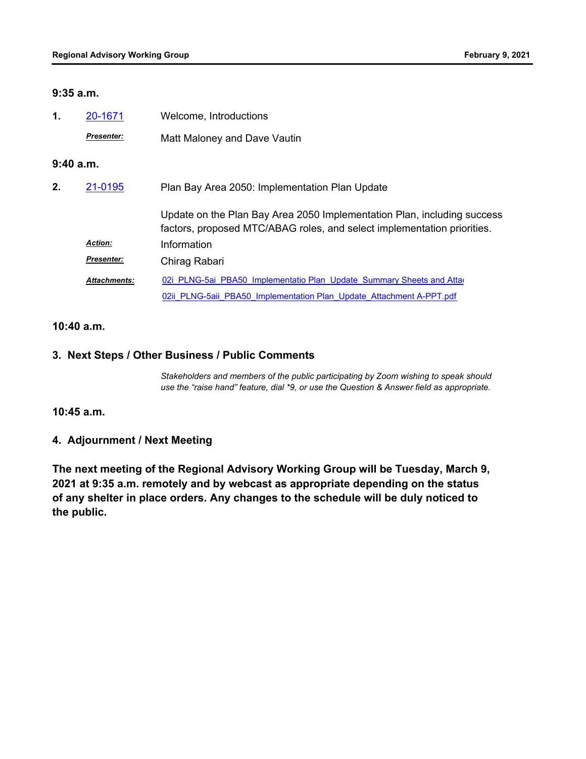**9:35 a.m.**

**1.** 20-1671 Welcome, Introductions

***Presenter:*** Matt Maloney and Dave Vautin

**9:40 a.m.**

**2.** 21-0195 Plan Bay Area 2050: Implementation Plan Update

Update on the Plan Bay Area 2050 Implementation Plan, including success factors, proposed MTC/ABAG roles, and select implementation priorities.

***Action:*** Information

***Presenter:*** Chirag Rabari

***Attachments:*** 02i_PLNG-5ai_PBA50_Implementatio Plan_Update_Summary Sheets and Atta

02ii_PLNG-5aii_PBA50_Implementation Plan_Update_Attachment A-PPT.pdf

**10:40 a.m.**

## 3. Next Steps / Other Business / Public Comments

*Stakeholders and members of the public participating by Zoom wishing to speak should use the "raise hand" feature, dial *9, or use the Question & Answer field as appropriate.*

**10:45 a.m.**

## 4. Adjournment / Next Meeting

**The next meeting of the Regional Advisory Working Group will be Tuesday, March 9, 2021 at 9:35 a.m. remotely and by webcast as appropriate depending on the status of any shelter in place orders. Any changes to the schedule will be duly noticed to the public.**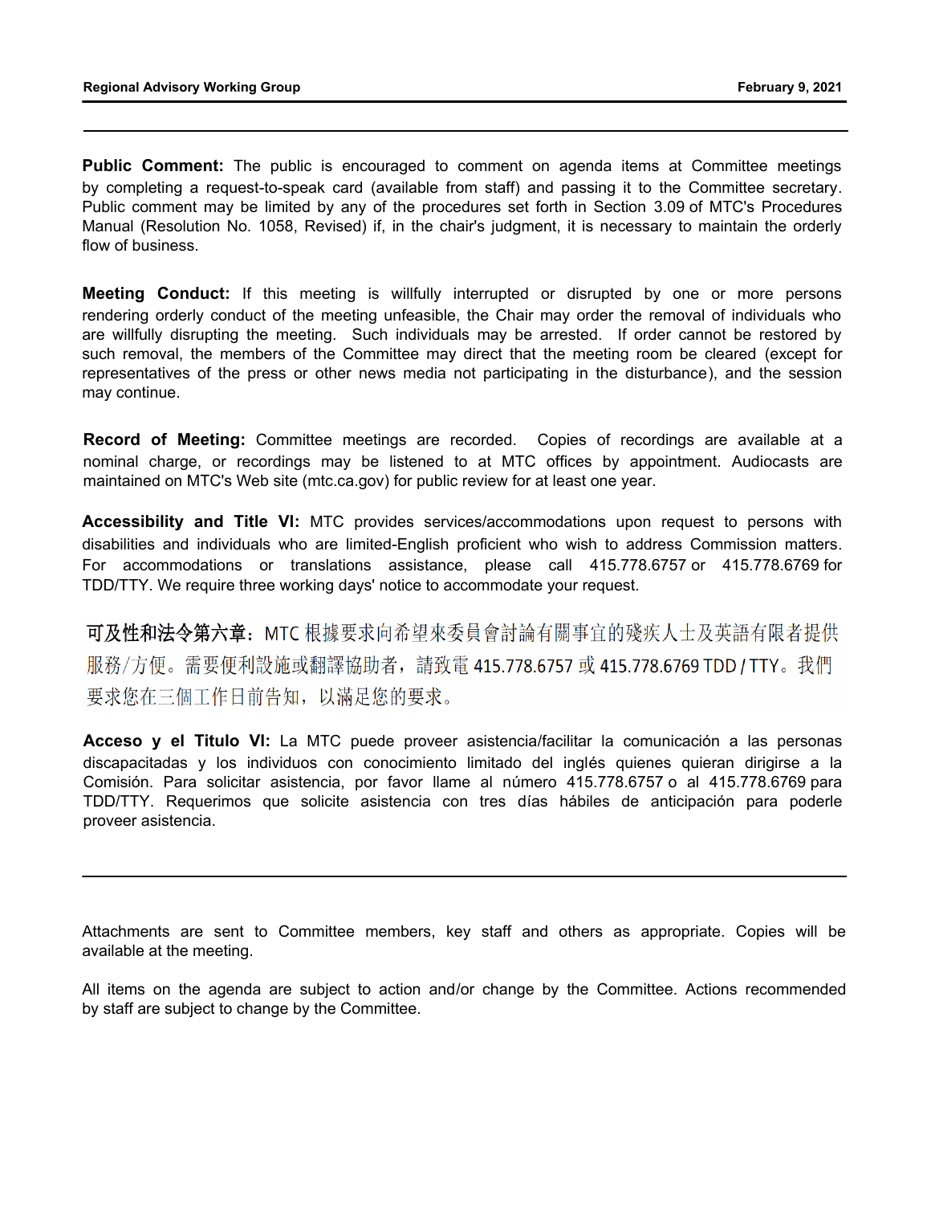**Public Comment:** The public is encouraged to comment on agenda items at Committee meetings by completing a request-to-speak card (available from staff) and passing it to the Committee secretary. Public comment may be limited by any of the procedures set forth in Section 3.09 of MTC's Procedures Manual (Resolution No. 1058, Revised) if, in the chair's judgment, it is necessary to maintain the orderly flow of business.

**Meeting Conduct:** If this meeting is willfully interrupted or disrupted by one or more persons rendering orderly conduct of the meeting unfeasible, the Chair may order the removal of individuals who are willfully disrupting the meeting. Such individuals may be arrested. If order cannot be restored by such removal, the members of the Committee may direct that the meeting room be cleared (except for representatives of the press or other news media not participating in the disturbance), and the session may continue.

**Record of Meeting:** Committee meetings are recorded. Copies of recordings are available at a nominal charge, or recordings may be listened to at MTC offices by appointment. Audiocasts are maintained on MTC's Web site (mtc.ca.gov) for public review for at least one year.

**Accessibility and Title VI:** MTC provides services/accommodations upon request to persons with disabilities and individuals who are limited-English proficient who wish to address Commission matters. For accommodations or translations assistance, please call 415.778.6757 or 415.778.6769 for TDD/TTY. We require three working days' notice to accommodate your request.

**可及性和法令第六章**：MTC 根據要求向希望來委員會討論有關事宜的殘疾人士及英語有限者提供服務/方便。需要便利設施或翻譯協助者，請致電 415.778.6757 或 415.778.6769 TDD / TTY。我們要求您在三個工作日前告知，以滿足您的要求。

**Acceso y el Titulo VI:** La MTC puede proveer asistencia/facilitar la comunicación a las personas discapacitadas y los individuos con conocimiento limitado del inglés quienes quieran dirigirse a la Comisión. Para solicitar asistencia, por favor llame al número 415.778.6757 o al 415.778.6769 para TDD/TTY. Requerimos que solicite asistencia con tres días hábiles de anticipación para poderle proveer asistencia.

---

Attachments are sent to Committee members, key staff and others as appropriate. Copies will be available at the meeting.

All items on the agenda are subject to action and/or change by the Committee. Actions recommended by staff are subject to change by the Committee.